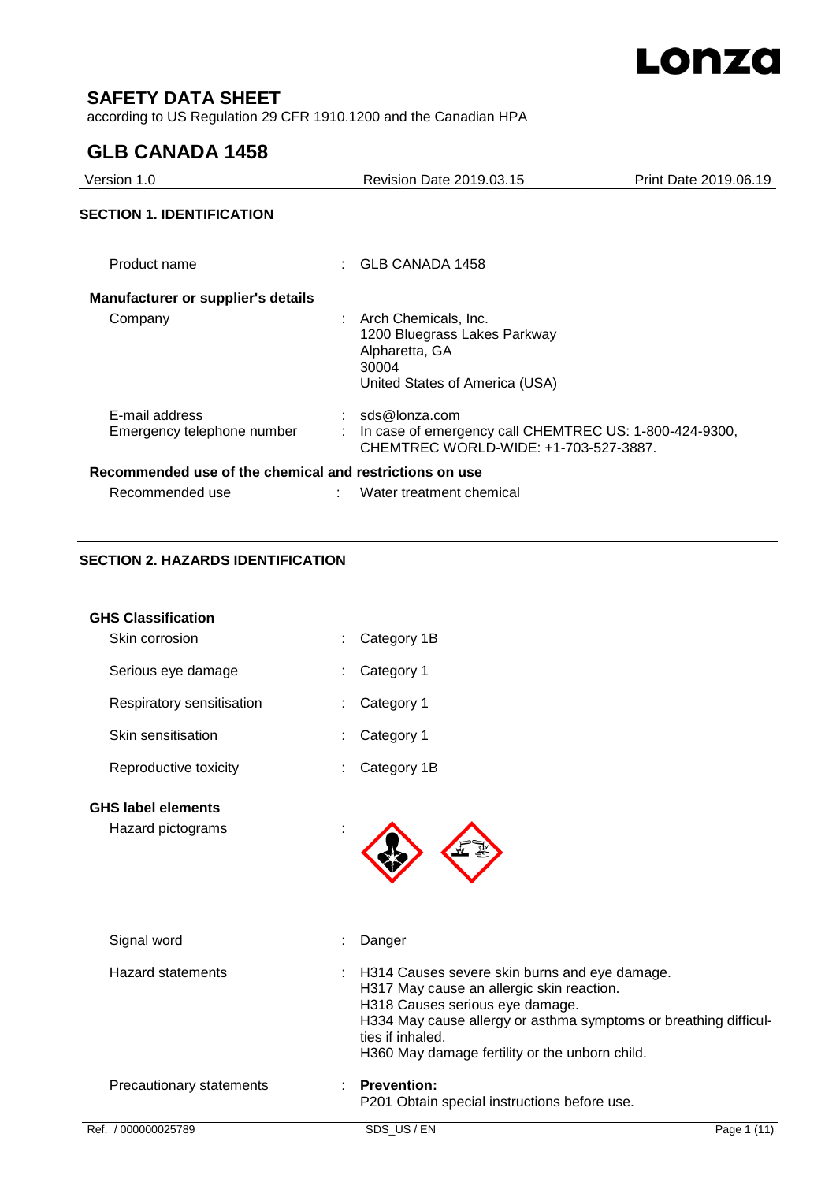# SAFETY DATA SHEET

according to US Regulation 29 CFR 1910.1200 and the Canadian HPA

## GLB CANADA 1458

| Version 1.0 | Revision Date 2019.03.15 | Print Date 2019.06.19 |
|---|---|---|

### SECTION 1. IDENTIFICATION

Product name : GLB CANADA 1458

**Manufacturer or supplier's details**

Company : Arch Chemicals, Inc.
1200 Bluegrass Lakes Parkway
Alpharetta, GA
30004
United States of America (USA)

E-mail address : sds@lonza.com

Emergency telephone number : In case of emergency call CHEMTREC US: 1-800-424-9300, CHEMTREC WORLD-WIDE: +1-703-527-3887.

**Recommended use of the chemical and restrictions on use**

Recommended use : Water treatment chemical

### SECTION 2. HAZARDS IDENTIFICATION

**GHS Classification**

Skin corrosion : Category 1B

Serious eye damage : Category 1

Respiratory sensitisation : Category 1

Skin sensitisation : Category 1

Reproductive toxicity : Category 1B

**GHS label elements**

Hazard pictograms :

Signal word : Danger

Hazard statements : H314 Causes severe skin burns and eye damage.
H317 May cause an allergic skin reaction.
H318 Causes serious eye damage.
H334 May cause allergy or asthma symptoms or breathing difficulties if inhaled.
H360 May damage fertility or the unborn child.

Precautionary statements : **Prevention:**
P201 Obtain special instructions before use.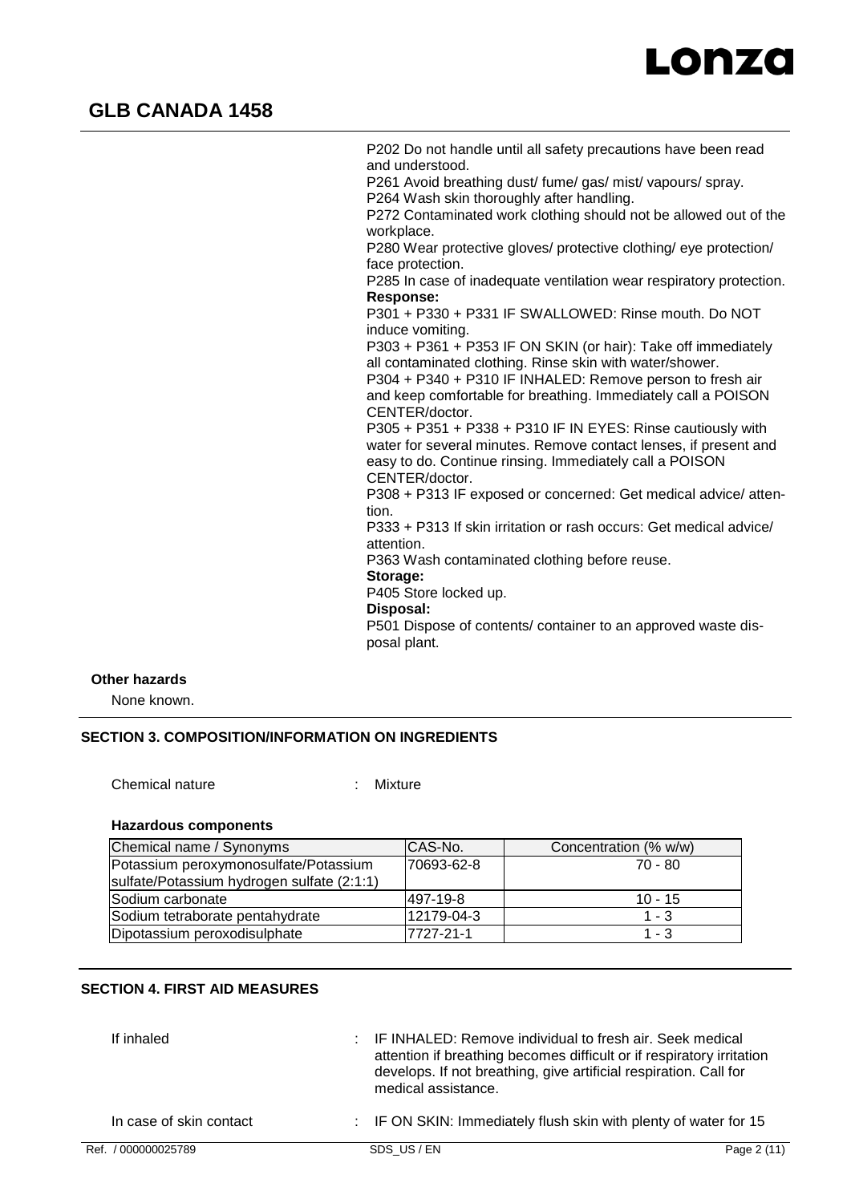P202 Do not handle until all safety precautions have been read and understood.
P261 Avoid breathing dust/ fume/ gas/ mist/ vapours/ spray.
P264 Wash skin thoroughly after handling.
P272 Contaminated work clothing should not be allowed out of the workplace.
P280 Wear protective gloves/ protective clothing/ eye protection/ face protection.
P285 In case of inadequate ventilation wear respiratory protection.

**Response:**

P301 + P330 + P331 IF SWALLOWED: Rinse mouth. Do NOT induce vomiting.
P303 + P361 + P353 IF ON SKIN (or hair): Take off immediately all contaminated clothing. Rinse skin with water/shower.
P304 + P340 + P310 IF INHALED: Remove person to fresh air and keep comfortable for breathing. Immediately call a POISON CENTER/doctor.
P305 + P351 + P338 + P310 IF IN EYES: Rinse cautiously with water for several minutes. Remove contact lenses, if present and easy to do. Continue rinsing. Immediately call a POISON CENTER/doctor.
P308 + P313 IF exposed or concerned: Get medical advice/ attention.
P333 + P313 If skin irritation or rash occurs: Get medical advice/ attention.
P363 Wash contaminated clothing before reuse.

**Storage:**

P405 Store locked up.

**Disposal:**

P501 Dispose of contents/ container to an approved waste disposal plant.

**Other hazards**

None known.

## SECTION 3. COMPOSITION/INFORMATION ON INGREDIENTS

Chemical nature : Mixture

**Hazardous components**

| Chemical name / Synonyms | CAS-No. | Concentration (% w/w) |
|---|---|---|
| Potassium peroxymonosulfate/Potassium sulfate/Potassium hydrogen sulfate (2:1:1) | 70693-62-8 | 70 - 80 |
| Sodium carbonate | 497-19-8 | 10 - 15 |
| Sodium tetraborate pentahydrate | 12179-04-3 | 1 - 3 |
| Dipotassium peroxodisulphate | 7727-21-1 | 1 - 3 |

## SECTION 4. FIRST AID MEASURES

If inhaled : IF INHALED: Remove individual to fresh air. Seek medical attention if breathing becomes difficult or if respiratory irritation develops. If not breathing, give artificial respiration. Call for medical assistance.

In case of skin contact : IF ON SKIN: Immediately flush skin with plenty of water for 15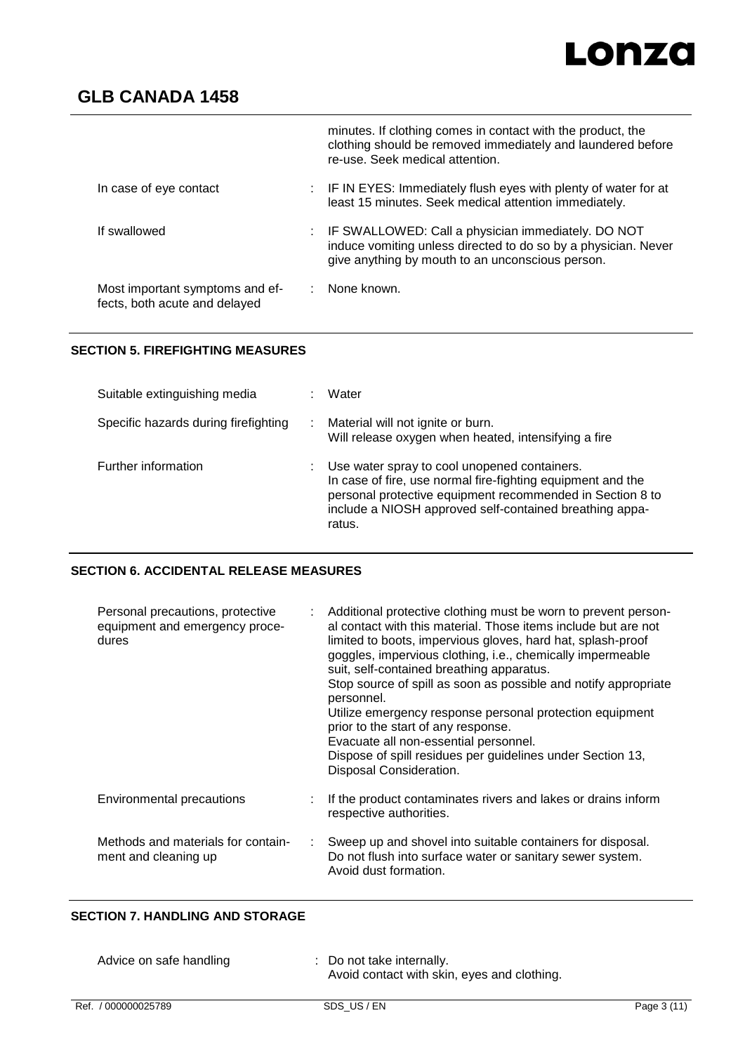| | |
|---|---|
| | minutes. If clothing comes in contact with the product, the clothing should be removed immediately and laundered before re-use. Seek medical attention. |
| In case of eye contact | IF IN EYES: Immediately flush eyes with plenty of water for at least 15 minutes. Seek medical attention immediately. |
| If swallowed | IF SWALLOWED: Call a physician immediately. DO NOT induce vomiting unless directed to do so by a physician. Never give anything by mouth to an unconscious person. |
| Most important symptoms and effects, both acute and delayed | None known. |

## SECTION 5. FIREFIGHTING MEASURES

| | |
|---|---|
| Suitable extinguishing media | Water |
| Specific hazards during firefighting | Material will not ignite or burn.<br>Will release oxygen when heated, intensifying a fire |
| Further information | Use water spray to cool unopened containers.<br>In case of fire, use normal fire-fighting equipment and the personal protective equipment recommended in Section 8 to include a NIOSH approved self-contained breathing apparatus. |

## SECTION 6. ACCIDENTAL RELEASE MEASURES

| | |
|---|---|
| Personal precautions, protective equipment and emergency procedures | Additional protective clothing must be worn to prevent personal contact with this material. Those items include but are not limited to boots, impervious gloves, hard hat, splash-proof goggles, impervious clothing, i.e., chemically impermeable suit, self-contained breathing apparatus.<br>Stop source of spill as soon as possible and notify appropriate personnel.<br>Utilize emergency response personal protection equipment prior to the start of any response.<br>Evacuate all non-essential personnel.<br>Dispose of spill residues per guidelines under Section 13, Disposal Consideration. |
| Environmental precautions | If the product contaminates rivers and lakes or drains inform respective authorities. |
| Methods and materials for containment and cleaning up | Sweep up and shovel into suitable containers for disposal.<br>Do not flush into surface water or sanitary sewer system.<br>Avoid dust formation. |

## SECTION 7. HANDLING AND STORAGE

| | |
|---|---|
| Advice on safe handling | Do not take internally.<br>Avoid contact with skin, eyes and clothing. |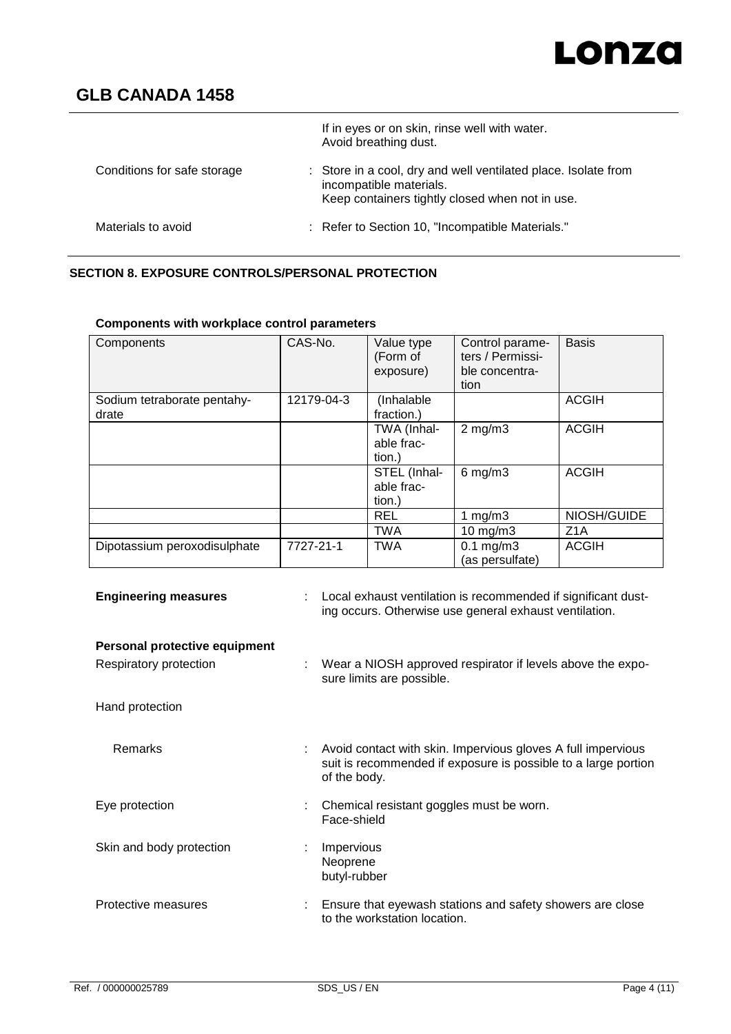| | |
|---|---|
| | If in eyes or on skin, rinse well with water. Avoid breathing dust. |
| Conditions for safe storage | : Store in a cool, dry and well ventilated place. Isolate from incompatible materials. Keep containers tightly closed when not in use. |
| Materials to avoid | : Refer to Section 10, "Incompatible Materials." |

## SECTION 8. EXPOSURE CONTROLS/PERSONAL PROTECTION

**Components with workplace control parameters**

| Components | CAS-No. | Value type (Form of exposure) | Control parameters / Permissible concentration | Basis |
|---|---|---|---|---|
| Sodium tetraborate pentahydrate | 12179-04-3 | (Inhalable fraction.) | | ACGIH |
| | | TWA (Inhalable fraction.) | 2 mg/m3 | ACGIH |
| | | STEL (Inhalable fraction.) | 6 mg/m3 | ACGIH |
| | | REL | 1 mg/m3 | NIOSH/GUIDE |
| | | TWA | 10 mg/m3 | Z1A |
| Dipotassium peroxodisulphate | 7727-21-1 | TWA | 0.1 mg/m3 (as persulfate) | ACGIH |

**Engineering measures** : Local exhaust ventilation is recommended if significant dusting occurs. Otherwise use general exhaust ventilation.

**Personal protective equipment**

Respiratory protection : Wear a NIOSH approved respirator if levels above the exposure limits are possible.

Hand protection

Remarks : Avoid contact with skin. Impervious gloves A full impervious suit is recommended if exposure is possible to a large portion of the body.

Eye protection : Chemical resistant goggles must be worn.
Face-shield

Skin and body protection : Impervious
Neoprene
butyl-rubber

Protective measures : Ensure that eyewash stations and safety showers are close to the workstation location.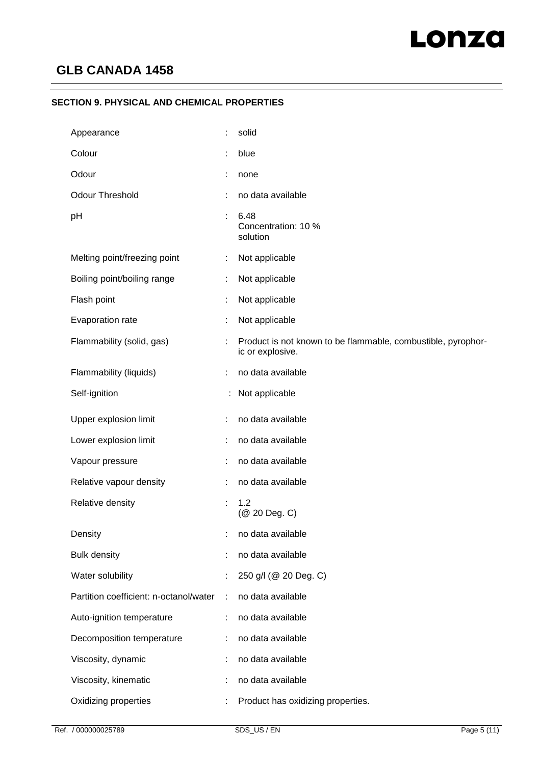## SECTION 9. PHYSICAL AND CHEMICAL PROPERTIES

| Property | | Value |
|---|---|---|
| Appearance | : | solid |
| Colour | : | blue |
| Odour | : | none |
| Odour Threshold | : | no data available |
| pH | : | 6.48<br>Concentration: 10 %<br>solution |
| Melting point/freezing point | : | Not applicable |
| Boiling point/boiling range | : | Not applicable |
| Flash point | : | Not applicable |
| Evaporation rate | : | Not applicable |
| Flammability (solid, gas) | : | Product is not known to be flammable, combustible, pyrophoric or explosive. |
| Flammability (liquids) | : | no data available |
| Self-ignition | : | Not applicable |
| Upper explosion limit | : | no data available |
| Lower explosion limit | : | no data available |
| Vapour pressure | : | no data available |
| Relative vapour density | : | no data available |
| Relative density | : | 1.2<br>(@ 20 Deg. C) |
| Density | : | no data available |
| Bulk density | : | no data available |
| Water solubility | : | 250 g/l (@ 20 Deg. C) |
| Partition coefficient: n-octanol/water | : | no data available |
| Auto-ignition temperature | : | no data available |
| Decomposition temperature | : | no data available |
| Viscosity, dynamic | : | no data available |
| Viscosity, kinematic | : | no data available |
| Oxidizing properties | : | Product has oxidizing properties. |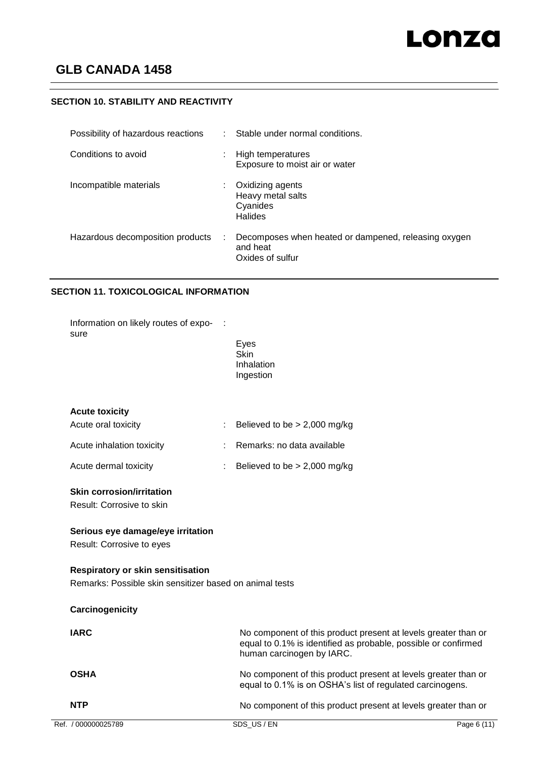## SECTION 10. STABILITY AND REACTIVITY

| | | |
|---|---|---|
| Possibility of hazardous reactions | : | Stable under normal conditions. |
| Conditions to avoid | : | High temperatures<br>Exposure to moist air or water |
| Incompatible materials | : | Oxidizing agents<br>Heavy metal salts<br>Cyanides<br>Halides |
| Hazardous decomposition products | : | Decomposes when heated or dampened, releasing oxygen and heat<br>Oxides of sulfur |

## SECTION 11. TOXICOLOGICAL INFORMATION

Information on likely routes of exposure :

Eyes
Skin
Inhalation
Ingestion

### Acute toxicity

| | | |
|---|---|---|
| Acute oral toxicity | : | Believed to be > 2,000 mg/kg |
| Acute inhalation toxicity | : | Remarks: no data available |
| Acute dermal toxicity | : | Believed to be > 2,000 mg/kg |

### Skin corrosion/irritation

Result: Corrosive to skin

### Serious eye damage/eye irritation

Result: Corrosive to eyes

### Respiratory or skin sensitisation

Remarks: Possible skin sensitizer based on animal tests

### Carcinogenicity

**IARC** No component of this product present at levels greater than or equal to 0.1% is identified as probable, possible or confirmed human carcinogen by IARC.

**OSHA** No component of this product present at levels greater than or equal to 0.1% is on OSHA's list of regulated carcinogens.

**NTP** No component of this product present at levels greater than or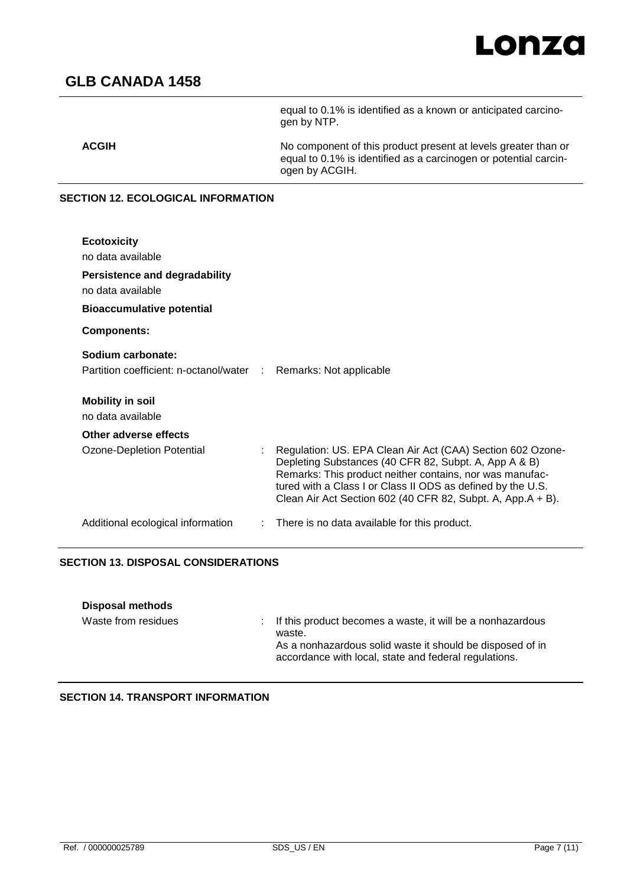| | |
|---|---|
| | equal to 0.1% is identified as a known or anticipated carcinogen by NTP. |
| **ACGIH** | No component of this product present at levels greater than or equal to 0.1% is identified as a carcinogen or potential carcinogen by ACGIH. |

## SECTION 12. ECOLOGICAL INFORMATION

**Ecotoxicity**

no data available

**Persistence and degradability**

no data available

**Bioaccumulative potential**

**Components:**

**Sodium carbonate:**

Partition coefficient: n-octanol/water : Remarks: Not applicable

**Mobility in soil**

no data available

**Other adverse effects**

Ozone-Depletion Potential : Regulation: US. EPA Clean Air Act (CAA) Section 602 Ozone-Depleting Substances (40 CFR 82, Subpt. A, App A & B)
Remarks: This product neither contains, nor was manufactured with a Class I or Class II ODS as defined by the U.S. Clean Air Act Section 602 (40 CFR 82, Subpt. A, App.A + B).

Additional ecological information : There is no data available for this product.

## SECTION 13. DISPOSAL CONSIDERATIONS

**Disposal methods**

Waste from residues : If this product becomes a waste, it will be a nonhazardous waste.
As a nonhazardous solid waste it should be disposed of in accordance with local, state and federal regulations.

## SECTION 14. TRANSPORT INFORMATION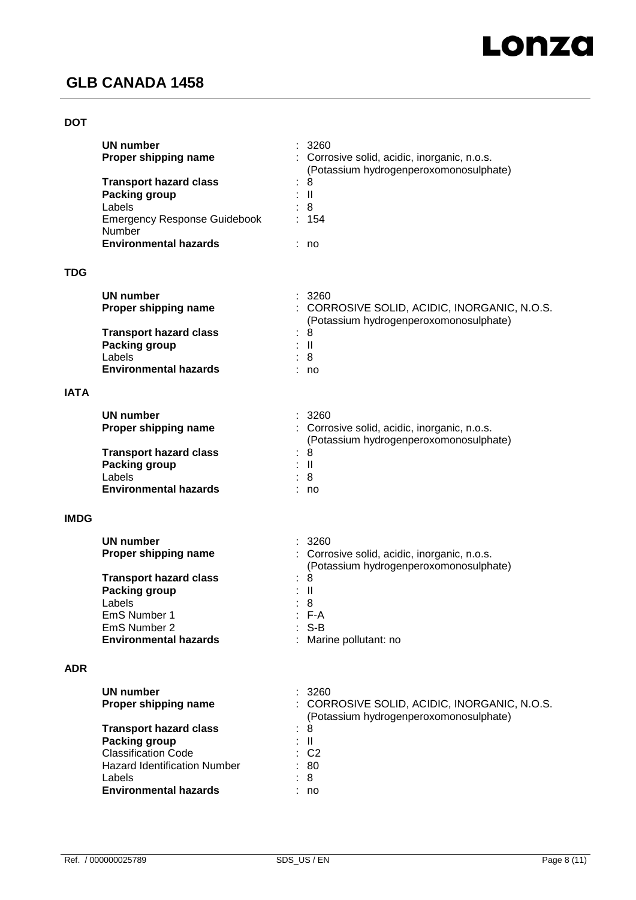**DOT**

| | | |
|---|---|---|
| **UN number** | : | 3260 |
| **Proper shipping name** | : | Corrosive solid, acidic, inorganic, n.o.s. (Potassium hydrogenperoxomonosulphate) |
| **Transport hazard class** | : | 8 |
| **Packing group** | : | II |
| Labels | : | 8 |
| Emergency Response Guidebook Number | : | 154 |
| **Environmental hazards** | : | no |

**TDG**

| | | |
|---|---|---|
| **UN number** | : | 3260 |
| **Proper shipping name** | : | CORROSIVE SOLID, ACIDIC, INORGANIC, N.O.S. (Potassium hydrogenperoxomonosulphate) |
| **Transport hazard class** | : | 8 |
| **Packing group** | : | II |
| Labels | : | 8 |
| **Environmental hazards** | : | no |

**IATA**

| | | |
|---|---|---|
| **UN number** | : | 3260 |
| **Proper shipping name** | : | Corrosive solid, acidic, inorganic, n.o.s. (Potassium hydrogenperoxomonosulphate) |
| **Transport hazard class** | : | 8 |
| **Packing group** | : | II |
| Labels | : | 8 |
| **Environmental hazards** | : | no |

**IMDG**

| | | |
|---|---|---|
| **UN number** | : | 3260 |
| **Proper shipping name** | : | Corrosive solid, acidic, inorganic, n.o.s. (Potassium hydrogenperoxomonosulphate) |
| **Transport hazard class** | : | 8 |
| **Packing group** | : | II |
| Labels | : | 8 |
| EmS Number 1 | : | F-A |
| EmS Number 2 | : | S-B |
| **Environmental hazards** | : | Marine pollutant: no |

**ADR**

| | | |
|---|---|---|
| **UN number** | : | 3260 |
| **Proper shipping name** | : | CORROSIVE SOLID, ACIDIC, INORGANIC, N.O.S. (Potassium hydrogenperoxomonosulphate) |
| **Transport hazard class** | : | 8 |
| **Packing group** | : | II |
| Classification Code | : | C2 |
| Hazard Identification Number | : | 80 |
| Labels | : | 8 |
| **Environmental hazards** | : | no |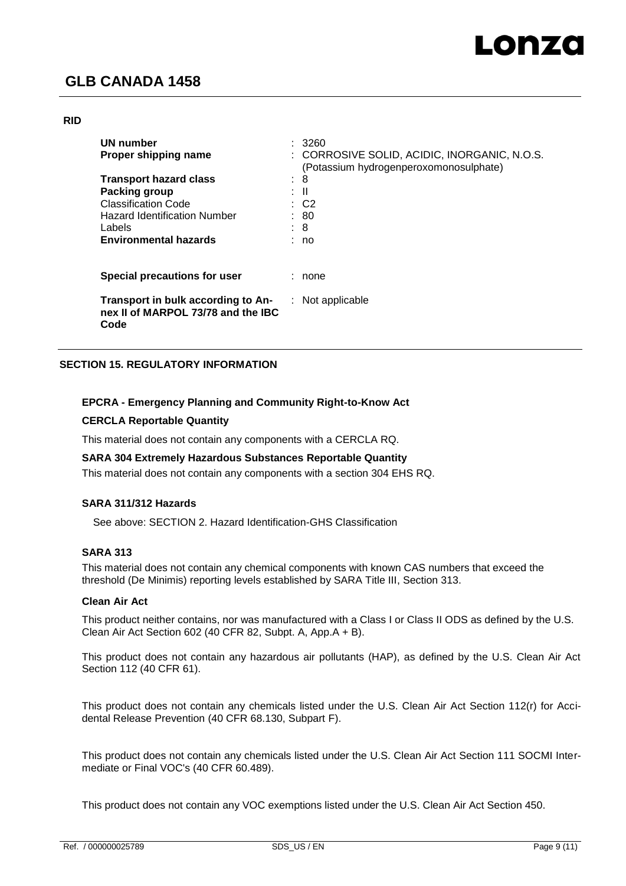**RID**

| | |
|---|---|
| **UN number** | : 3260 |
| **Proper shipping name** | : CORROSIVE SOLID, ACIDIC, INORGANIC, N.O.S. (Potassium hydrogenperoxomonosulphate) |
| **Transport hazard class** | : 8 |
| **Packing group** | : II |
| Classification Code | : C2 |
| Hazard Identification Number | : 80 |
| Labels | : 8 |
| **Environmental hazards** | : no |

| | |
|---|---|
| **Special precautions for user** | : none |
| **Transport in bulk according to Annex II of MARPOL 73/78 and the IBC Code** | : Not applicable |

## SECTION 15. REGULATORY INFORMATION

**EPCRA - Emergency Planning and Community Right-to-Know Act**

**CERCLA Reportable Quantity**

This material does not contain any components with a CERCLA RQ.

**SARA 304 Extremely Hazardous Substances Reportable Quantity**

This material does not contain any components with a section 304 EHS RQ.

**SARA 311/312 Hazards**

See above: SECTION 2. Hazard Identification-GHS Classification

**SARA 313**

This material does not contain any chemical components with known CAS numbers that exceed the threshold (De Minimis) reporting levels established by SARA Title III, Section 313.

**Clean Air Act**

This product neither contains, nor was manufactured with a Class I or Class II ODS as defined by the U.S. Clean Air Act Section 602 (40 CFR 82, Subpt. A, App.A + B).

This product does not contain any hazardous air pollutants (HAP), as defined by the U.S. Clean Air Act Section 112 (40 CFR 61).

This product does not contain any chemicals listed under the U.S. Clean Air Act Section 112(r) for Accidental Release Prevention (40 CFR 68.130, Subpart F).

This product does not contain any chemicals listed under the U.S. Clean Air Act Section 111 SOCMI Intermediate or Final VOC's (40 CFR 60.489).

This product does not contain any VOC exemptions listed under the U.S. Clean Air Act Section 450.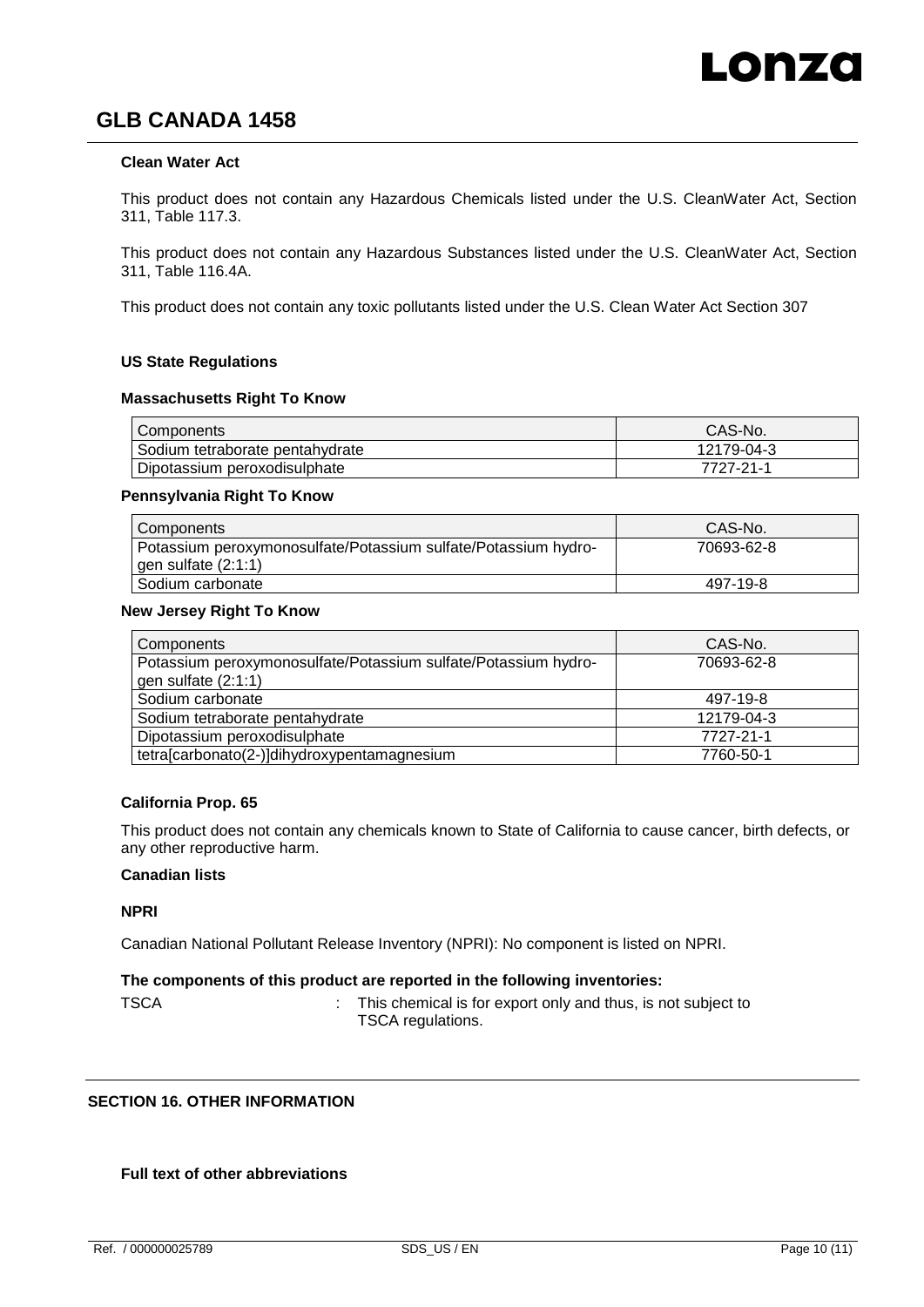**Clean Water Act**

This product does not contain any Hazardous Chemicals listed under the U.S. CleanWater Act, Section 311, Table 117.3.

This product does not contain any Hazardous Substances listed under the U.S. CleanWater Act, Section 311, Table 116.4A.

This product does not contain any toxic pollutants listed under the U.S. Clean Water Act Section 307

**US State Regulations**

**Massachusetts Right To Know**

| Components | CAS-No. |
|---|---|
| Sodium tetraborate pentahydrate | 12179-04-3 |
| Dipotassium peroxodisulphate | 7727-21-1 |

**Pennsylvania Right To Know**

| Components | CAS-No. |
|---|---|
| Potassium peroxymonosulfate/Potassium sulfate/Potassium hydrogen sulfate (2:1:1) | 70693-62-8 |
| Sodium carbonate | 497-19-8 |

**New Jersey Right To Know**

| Components | CAS-No. |
|---|---|
| Potassium peroxymonosulfate/Potassium sulfate/Potassium hydrogen sulfate (2:1:1) | 70693-62-8 |
| Sodium carbonate | 497-19-8 |
| Sodium tetraborate pentahydrate | 12179-04-3 |
| Dipotassium peroxodisulphate | 7727-21-1 |
| tetra[carbonato(2-)]dihydroxypentamagnesium | 7760-50-1 |

**California Prop. 65**

This product does not contain any chemicals known to State of California to cause cancer, birth defects, or any other reproductive harm.

**Canadian lists**

**NPRI**

Canadian National Pollutant Release Inventory (NPRI): No component is listed on NPRI.

**The components of this product are reported in the following inventories:**

TSCA : This chemical is for export only and thus, is not subject to TSCA regulations.

## SECTION 16. OTHER INFORMATION

**Full text of other abbreviations**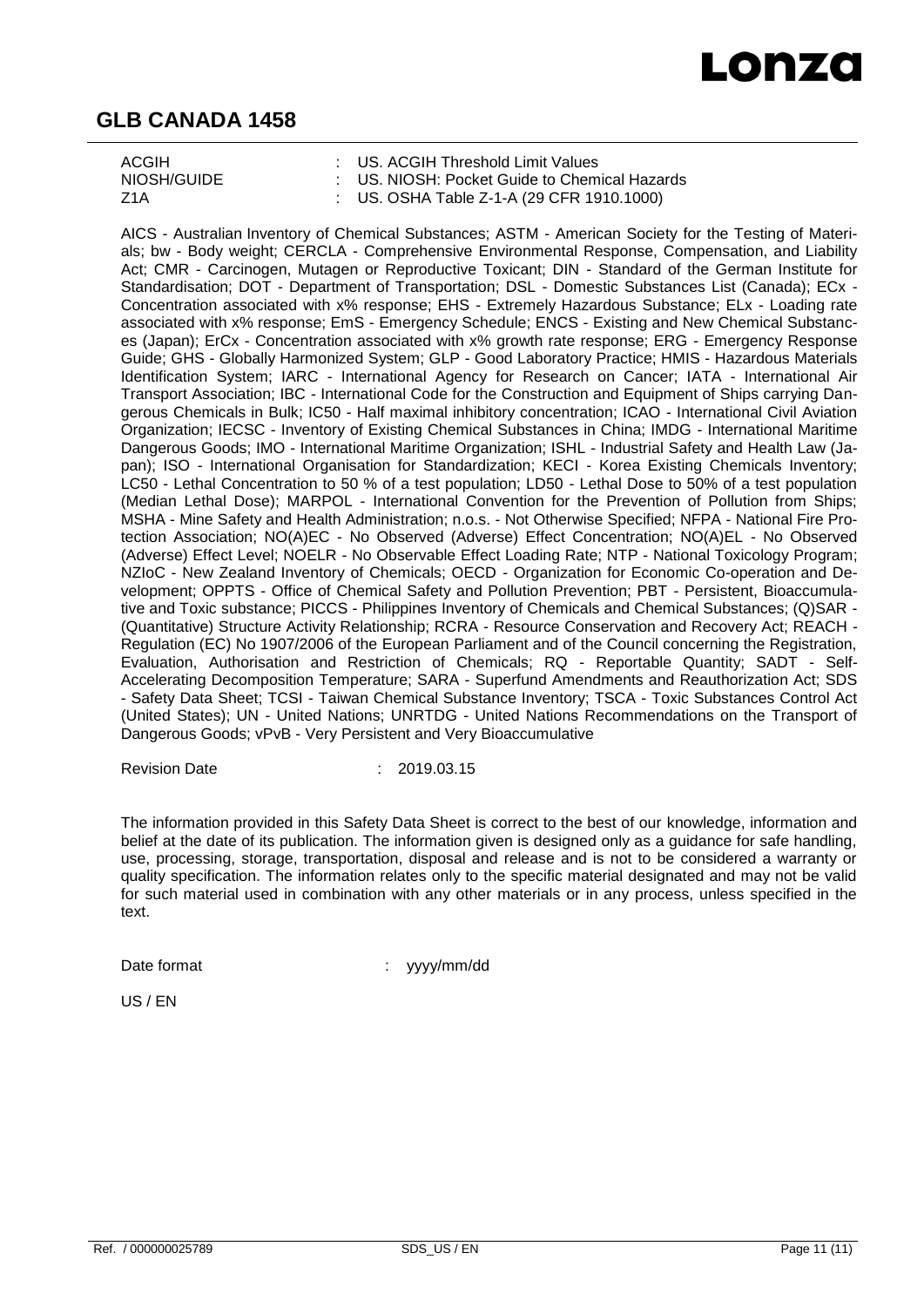| | | |
|---|---|---|
| ACGIH | : | US. ACGIH Threshold Limit Values |
| NIOSH/GUIDE | : | US. NIOSH: Pocket Guide to Chemical Hazards |
| Z1A | : | US. OSHA Table Z-1-A (29 CFR 1910.1000) |

AICS - Australian Inventory of Chemical Substances; ASTM - American Society for the Testing of Materials; bw - Body weight; CERCLA - Comprehensive Environmental Response, Compensation, and Liability Act; CMR - Carcinogen, Mutagen or Reproductive Toxicant; DIN - Standard of the German Institute for Standardisation; DOT - Department of Transportation; DSL - Domestic Substances List (Canada); ECx - Concentration associated with x% response; EHS - Extremely Hazardous Substance; ELx - Loading rate associated with x% response; EmS - Emergency Schedule; ENCS - Existing and New Chemical Substances (Japan); ErCx - Concentration associated with x% growth rate response; ERG - Emergency Response Guide; GHS - Globally Harmonized System; GLP - Good Laboratory Practice; HMIS - Hazardous Materials Identification System; IARC - International Agency for Research on Cancer; IATA - International Air Transport Association; IBC - International Code for the Construction and Equipment of Ships carrying Dangerous Chemicals in Bulk; IC50 - Half maximal inhibitory concentration; ICAO - International Civil Aviation Organization; IECSC - Inventory of Existing Chemical Substances in China; IMDG - International Maritime Dangerous Goods; IMO - International Maritime Organization; ISHL - Industrial Safety and Health Law (Japan); ISO - International Organisation for Standardization; KECI - Korea Existing Chemicals Inventory; LC50 - Lethal Concentration to 50 % of a test population; LD50 - Lethal Dose to 50% of a test population (Median Lethal Dose); MARPOL - International Convention for the Prevention of Pollution from Ships; MSHA - Mine Safety and Health Administration; n.o.s. - Not Otherwise Specified; NFPA - National Fire Protection Association; NO(A)EC - No Observed (Adverse) Effect Concentration; NO(A)EL - No Observed (Adverse) Effect Level; NOELR - No Observable Effect Loading Rate; NTP - National Toxicology Program; NZIoC - New Zealand Inventory of Chemicals; OECD - Organization for Economic Co-operation and Development; OPPTS - Office of Chemical Safety and Pollution Prevention; PBT - Persistent, Bioaccumulative and Toxic substance; PICCS - Philippines Inventory of Chemicals and Chemical Substances; (Q)SAR - (Quantitative) Structure Activity Relationship; RCRA - Resource Conservation and Recovery Act; REACH - Regulation (EC) No 1907/2006 of the European Parliament and of the Council concerning the Registration, Evaluation, Authorisation and Restriction of Chemicals; RQ - Reportable Quantity; SADT - Self-Accelerating Decomposition Temperature; SARA - Superfund Amendments and Reauthorization Act; SDS - Safety Data Sheet; TCSI - Taiwan Chemical Substance Inventory; TSCA - Toxic Substances Control Act (United States); UN - United Nations; UNRTDG - United Nations Recommendations on the Transport of Dangerous Goods; vPvB - Very Persistent and Very Bioaccumulative

Revision Date : 2019.03.15

The information provided in this Safety Data Sheet is correct to the best of our knowledge, information and belief at the date of its publication. The information given is designed only as a guidance for safe handling, use, processing, storage, transportation, disposal and release and is not to be considered a warranty or quality specification. The information relates only to the specific material designated and may not be valid for such material used in combination with any other materials or in any process, unless specified in the text.

Date format : yyyy/mm/dd

US / EN